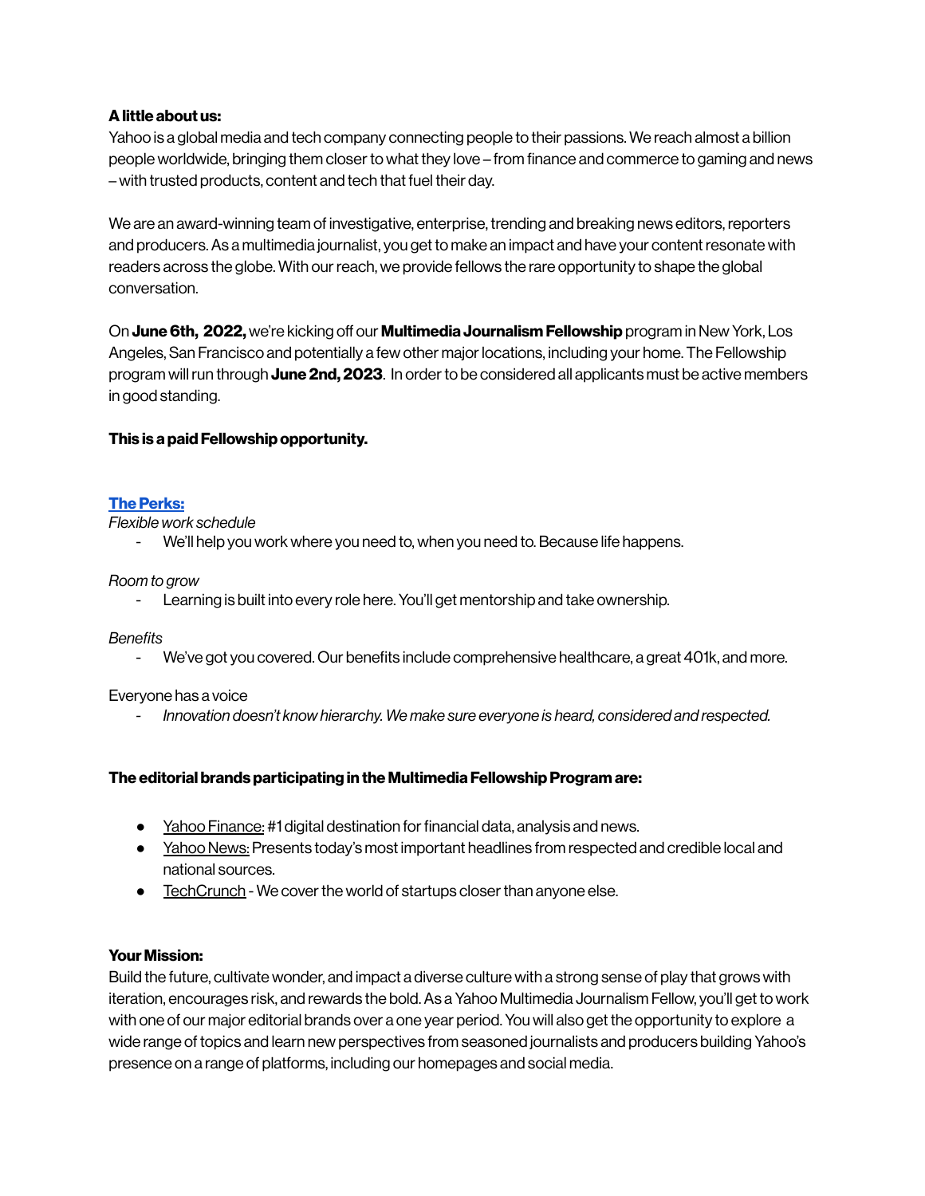**A little about us:**
Yahoo is a global media and tech company connecting people to their passions. We reach almost a billion people worldwide, bringing them closer to what they love – from finance and commerce to gaming and news – with trusted products, content and tech that fuel their day.

We are an award-winning team of investigative, enterprise, trending and breaking news editors, reporters and producers. As a multimedia journalist, you get to make an impact and have your content resonate with readers across the globe. With our reach, we provide fellows the rare opportunity to shape the global conversation.

On **June 6th, 2022,** we're kicking off our **Multimedia Journalism Fellowship** program in New York, Los Angeles, San Francisco and potentially a few other major locations, including your home. The Fellowship program will run through **June 2nd, 2023**. In order to be considered all applicants must be active members in good standing.

**This is a paid Fellowship opportunity.**

**The Perks:**

*Flexible work schedule*

- We'll help you work where you need to, when you need to. Because life happens.

*Room to grow*

- Learning is built into every role here. You'll get mentorship and take ownership.

*Benefits*

- We've got you covered. Our benefits include comprehensive healthcare, a great 401k, and more.

Everyone has a voice

- *Innovation doesn't know hierarchy. We make sure everyone is heard, considered and respected.*

**The editorial brands participating in the Multimedia Fellowship Program are:**

- Yahoo Finance: #1 digital destination for financial data, analysis and news.
- Yahoo News: Presents today's most important headlines from respected and credible local and national sources.
- TechCrunch - We cover the world of startups closer than anyone else.

**Your Mission:**
Build the future, cultivate wonder, and impact a diverse culture with a strong sense of play that grows with iteration, encourages risk, and rewards the bold. As a Yahoo Multimedia Journalism Fellow, you'll get to work with one of our major editorial brands over a one year period. You will also get the opportunity to explore a wide range of topics and learn new perspectives from seasoned journalists and producers building Yahoo's presence on a range of platforms, including our homepages and social media.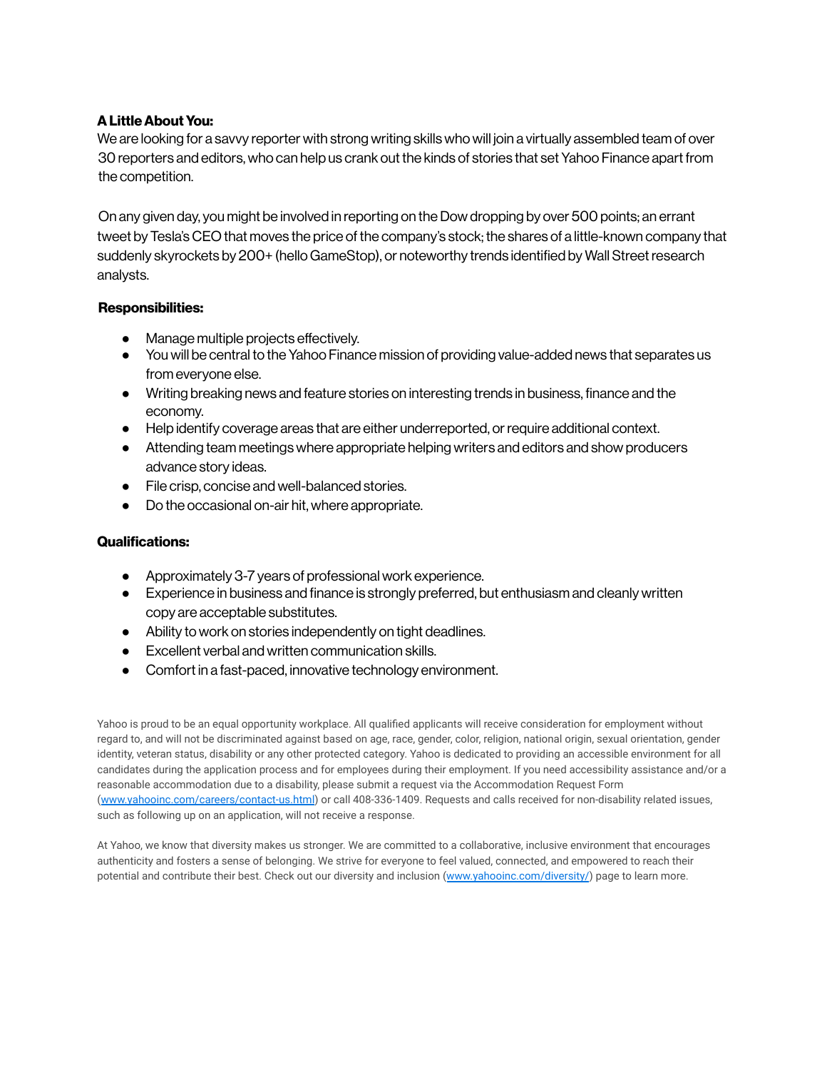**A Little About You:**

We are looking for a savvy reporter with strong writing skills who will join a virtually assembled team of over 30 reporters and editors, who can help us crank out the kinds of stories that set Yahoo Finance apart from the competition.

On any given day, you might be involved in reporting on the Dow dropping by over 500 points; an errant tweet by Tesla's CEO that moves the price of the company's stock; the shares of a little-known company that suddenly skyrockets by 200+ (hello GameStop), or noteworthy trends identified by Wall Street research analysts.

**Responsibilities:**

- Manage multiple projects effectively.
- You will be central to the Yahoo Finance mission of providing value-added news that separates us from everyone else.
- Writing breaking news and feature stories on interesting trends in business, finance and the economy.
- Help identify coverage areas that are either underreported, or require additional context.
- Attending team meetings where appropriate helping writers and editors and show producers advance story ideas.
- File crisp, concise and well-balanced stories.
- Do the occasional on-air hit, where appropriate.

**Qualifications:**

- Approximately 3-7 years of professional work experience.
- Experience in business and finance is strongly preferred, but enthusiasm and cleanly written copy are acceptable substitutes.
- Ability to work on stories independently on tight deadlines.
- Excellent verbal and written communication skills.
- Comfort in a fast-paced, innovative technology environment.

Yahoo is proud to be an equal opportunity workplace. All qualified applicants will receive consideration for employment without regard to, and will not be discriminated against based on age, race, gender, color, religion, national origin, sexual orientation, gender identity, veteran status, disability or any other protected category. Yahoo is dedicated to providing an accessible environment for all candidates during the application process and for employees during their employment. If you need accessibility assistance and/or a reasonable accommodation due to a disability, please submit a request via the Accommodation Request Form ([www.yahooinc.com/careers/contact-us.html](www.yahooinc.com/careers/contact-us.html)) or call 408-336-1409. Requests and calls received for non-disability related issues, such as following up on an application, will not receive a response.

At Yahoo, we know that diversity makes us stronger. We are committed to a collaborative, inclusive environment that encourages authenticity and fosters a sense of belonging. We strive for everyone to feel valued, connected, and empowered to reach their potential and contribute their best. Check out our diversity and inclusion ([www.yahooinc.com/diversity/](www.yahooinc.com/diversity/)) page to learn more.